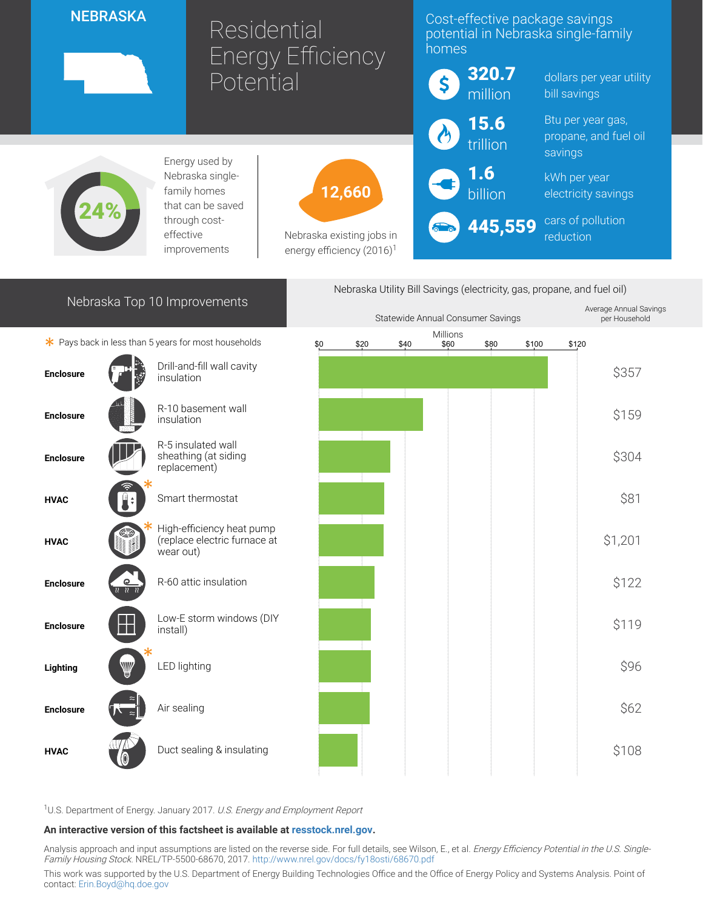# NEBRASKA

# Residential Energy Efficiency Potential

## Cost-effective package savings potential in Nebraska single-family homes

- **320.7** million dollars per year utility bill savings
- **15.6** trillion Btu per year gas, propane, and fuel oil savings
- **1.6** billion kWh per year electricity savings
- **445,559** cars of pollution reduction

**24%** Energy used by Nebraska single-family homes that can be saved through cost-effective improvements

**12,660** Nebraska existing jobs in energy efficiency (2016)[1]

## Nebraska Top 10 Improvements

\* Pays back in less than 5 years for most households

Nebraska Utility Bill Savings (electricity, gas, propane, and fuel oil)

| Category | Improvement | Statewide Annual Consumer Savings (Millions) | Average Annual Savings per Household |
|---|---|---|---|
| Enclosure | Drill-and-fill wall cavity insulation | | $357 |
| Enclosure | R-10 basement wall insulation | | $159 |
| Enclosure | R-5 insulated wall sheathing (at siding replacement) | | $304 |
| HVAC | Smart thermostat * | | $81 |
| HVAC | High-efficiency heat pump (replace electric furnace at wear out) * | | $1,201 |
| Enclosure | R-60 attic insulation | | $122 |
| Enclosure | Low-E storm windows (DIY install) | | $119 |
| Lighting | LED lighting * | | $96 |
| Enclosure | Air sealing | | $62 |
| HVAC | Duct sealing & insulating | | $108 |

[1]U.S. Department of Energy. January 2017. *U.S. Energy and Employment Report*

**An interactive version of this factsheet is available at resstock.nrel.gov.**

Analysis approach and input assumptions are listed on the reverse side. For full details, see Wilson, E., et al. *Energy Efficiency Potential in the U.S. Single-Family Housing Stock.* NREL/TP-5500-68670, 2017. http://www.nrel.gov/docs/fy18osti/68670.pdf

This work was supported by the U.S. Department of Energy Building Technologies Office and the Office of Energy Policy and Systems Analysis. Point of contact: Erin.Boyd@hq.doe.gov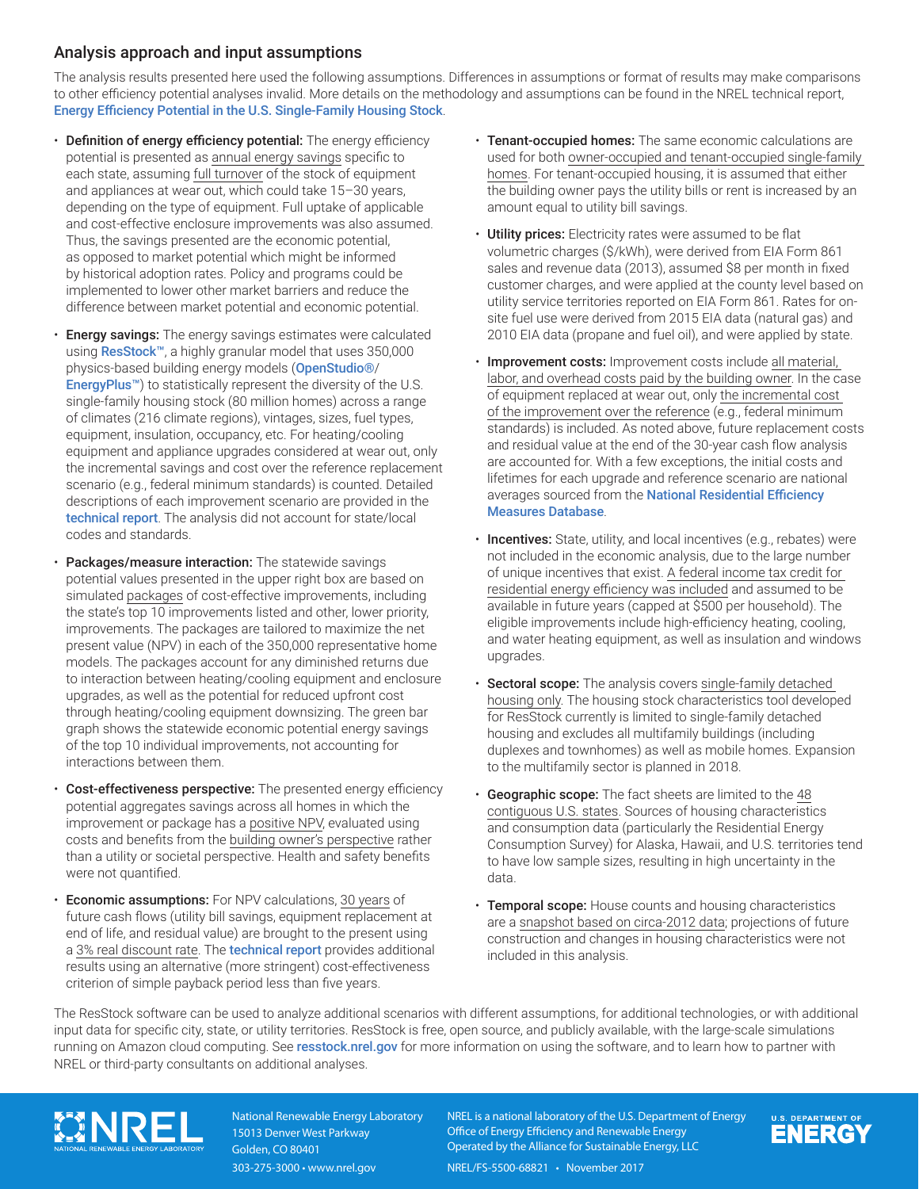## Analysis approach and input assumptions

The analysis results presented here used the following assumptions. Differences in assumptions or format of results may make comparisons to other efficiency potential analyses invalid. More details on the methodology and assumptions can be found in the NREL technical report, Energy Efficiency Potential in the U.S. Single-Family Housing Stock.

- **Definition of energy efficiency potential:** The energy efficiency potential is presented as annual energy savings specific to each state, assuming full turnover of the stock of equipment and appliances at wear out, which could take 15–30 years, depending on the type of equipment. Full uptake of applicable and cost-effective enclosure improvements was also assumed. Thus, the savings presented are the economic potential, as opposed to market potential which might be informed by historical adoption rates. Policy and programs could be implemented to lower other market barriers and reduce the difference between market potential and economic potential.
- **Energy savings:** The energy savings estimates were calculated using ResStock™, a highly granular model that uses 350,000 physics-based building energy models (OpenStudio®/EnergyPlus™) to statistically represent the diversity of the U.S. single-family housing stock (80 million homes) across a range of climates (216 climate regions), vintages, sizes, fuel types, equipment, insulation, occupancy, etc. For heating/cooling equipment and appliance upgrades considered at wear out, only the incremental savings and cost over the reference replacement scenario (e.g., federal minimum standards) is counted. Detailed descriptions of each improvement scenario are provided in the technical report. The analysis did not account for state/local codes and standards.
- **Packages/measure interaction:** The statewide savings potential values presented in the upper right box are based on simulated packages of cost-effective improvements, including the state's top 10 improvements listed and other, lower priority, improvements. The packages are tailored to maximize the net present value (NPV) in each of the 350,000 representative home models. The packages account for any diminished returns due to interaction between heating/cooling equipment and enclosure upgrades, as well as the potential for reduced upfront cost through heating/cooling equipment downsizing. The green bar graph shows the statewide economic potential energy savings of the top 10 individual improvements, not accounting for interactions between them.
- **Cost-effectiveness perspective:** The presented energy efficiency potential aggregates savings across all homes in which the improvement or package has a positive NPV, evaluated using costs and benefits from the building owner's perspective rather than a utility or societal perspective. Health and safety benefits were not quantified.
- **Economic assumptions:** For NPV calculations, 30 years of future cash flows (utility bill savings, equipment replacement at end of life, and residual value) are brought to the present using a 3% real discount rate. The technical report provides additional results using an alternative (more stringent) cost-effectiveness criterion of simple payback period less than five years.
- **Tenant-occupied homes:** The same economic calculations are used for both owner-occupied and tenant-occupied single-family homes. For tenant-occupied housing, it is assumed that either the building owner pays the utility bills or rent is increased by an amount equal to utility bill savings.
- **Utility prices:** Electricity rates were assumed to be flat volumetric charges ($/kWh), were derived from EIA Form 861 sales and revenue data (2013), assumed $8 per month in fixed customer charges, and were applied at the county level based on utility service territories reported on EIA Form 861. Rates for on-site fuel use were derived from 2015 EIA data (natural gas) and 2010 EIA data (propane and fuel oil), and were applied by state.
- **Improvement costs:** Improvement costs include all material, labor, and overhead costs paid by the building owner. In the case of equipment replaced at wear out, only the incremental cost of the improvement over the reference (e.g., federal minimum standards) is included. As noted above, future replacement costs and residual value at the end of the 30-year cash flow analysis are accounted for. With a few exceptions, the initial costs and lifetimes for each upgrade and reference scenario are national averages sourced from the National Residential Efficiency Measures Database.
- **Incentives:** State, utility, and local incentives (e.g., rebates) were not included in the economic analysis, due to the large number of unique incentives that exist. A federal income tax credit for residential energy efficiency was included and assumed to be available in future years (capped at $500 per household). The eligible improvements include high-efficiency heating, cooling, and water heating equipment, as well as insulation and windows upgrades.
- **Sectoral scope:** The analysis covers single-family detached housing only. The housing stock characteristics tool developed for ResStock currently is limited to single-family detached housing and excludes all multifamily buildings (including duplexes and townhomes) as well as mobile homes. Expansion to the multifamily sector is planned in 2018.
- **Geographic scope:** The fact sheets are limited to the 48 contiguous U.S. states. Sources of housing characteristics and consumption data (particularly the Residential Energy Consumption Survey) for Alaska, Hawaii, and U.S. territories tend to have low sample sizes, resulting in high uncertainty in the data.
- **Temporal scope:** House counts and housing characteristics are a snapshot based on circa-2012 data; projections of future construction and changes in housing characteristics were not included in this analysis.

The ResStock software can be used to analyze additional scenarios with different assumptions, for additional technologies, or with additional input data for specific city, state, or utility territories. ResStock is free, open source, and publicly available, with the large-scale simulations running on Amazon cloud computing. See resstock.nrel.gov for more information on using the software, and to learn how to partner with NREL or third-party consultants on additional analyses.

NREL
NATIONAL RENEWABLE ENERGY LABORATORY

National Renewable Energy Laboratory
15013 Denver West Parkway
Golden, CO 80401
303-275-3000 • www.nrel.gov

NREL is a national laboratory of the U.S. Department of Energy
Office of Energy Efficiency and Renewable Energy
Operated by the Alliance for Sustainable Energy, LLC

NREL/FS-5500-68821 • November 2017

U.S. DEPARTMENT OF ENERGY